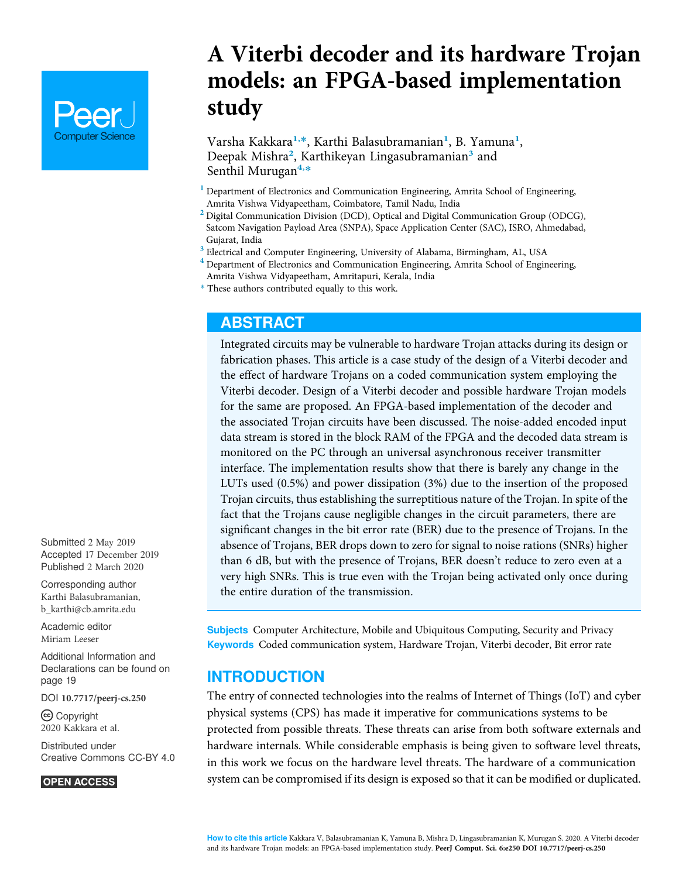# A Viterbi decoder and its hardware Trojan models: an FPGA-based implementation study

Varsha Kakkara[1,*], Karthi Balasubramanian[1], B. Yamuna[1], Deepak Mishra[2], Karthikeyan Lingasubramanian[3] and Senthil Murugan[4,*]

[1] Department of Electronics and Communication Engineering, Amrita School of Engineering, Amrita Vishwa Vidyapeetham, Coimbatore, Tamil Nadu, India

[2] Digital Communication Division (DCD), Optical and Digital Communication Group (ODCG), Satcom Navigation Payload Area (SNPA), Space Application Center (SAC), ISRO, Ahmedabad, Gujarat, India

[3] Electrical and Computer Engineering, University of Alabama, Birmingham, AL, USA

[4] Department of Electronics and Communication Engineering, Amrita School of Engineering, Amrita Vishwa Vidyapeetham, Amritapuri, Kerala, India

[*] These authors contributed equally to this work.

Submitted 2 May 2019
Accepted 17 December 2019
Published 2 March 2020

Corresponding author
Karthi Balasubramanian, b_karthi@cb.amrita.edu

Academic editor
Miriam Leeser

Additional Information and Declarations can be found on page 19

DOI 10.7717/peerj-cs.250

Copyright
2020 Kakkara et al.

Distributed under
Creative Commons CC-BY 4.0

OPEN ACCESS

## ABSTRACT

Integrated circuits may be vulnerable to hardware Trojan attacks during its design or fabrication phases. This article is a case study of the design of a Viterbi decoder and the effect of hardware Trojans on a coded communication system employing the Viterbi decoder. Design of a Viterbi decoder and possible hardware Trojan models for the same are proposed. An FPGA-based implementation of the decoder and the associated Trojan circuits have been discussed. The noise-added encoded input data stream is stored in the block RAM of the FPGA and the decoded data stream is monitored on the PC through an universal asynchronous receiver transmitter interface. The implementation results show that there is barely any change in the LUTs used (0.5%) and power dissipation (3%) due to the insertion of the proposed Trojan circuits, thus establishing the surreptitious nature of the Trojan. In spite of the fact that the Trojans cause negligible changes in the circuit parameters, there are significant changes in the bit error rate (BER) due to the presence of Trojans. In the absence of Trojans, BER drops down to zero for signal to noise rations (SNRs) higher than 6 dB, but with the presence of Trojans, BER doesn't reduce to zero even at a very high SNRs. This is true even with the Trojan being activated only once during the entire duration of the transmission.

**Subjects** Computer Architecture, Mobile and Ubiquitous Computing, Security and Privacy
**Keywords** Coded communication system, Hardware Trojan, Viterbi decoder, Bit error rate

## INTRODUCTION

The entry of connected technologies into the realms of Internet of Things (IoT) and cyber physical systems (CPS) has made it imperative for communications systems to be protected from possible threats. These threats can arise from both software externals and hardware internals. While considerable emphasis is being given to software level threats, in this work we focus on the hardware level threats. The hardware of a communication system can be compromised if its design is exposed so that it can be modified or duplicated.

**How to cite this article** Kakkara V, Balasubramanian K, Yamuna B, Mishra D, Lingasubramanian K, Murugan S. 2020. A Viterbi decoder and its hardware Trojan models: an FPGA-based implementation study. PeerJ Comput. Sci. 6:e250 DOI 10.7717/peerj-cs.250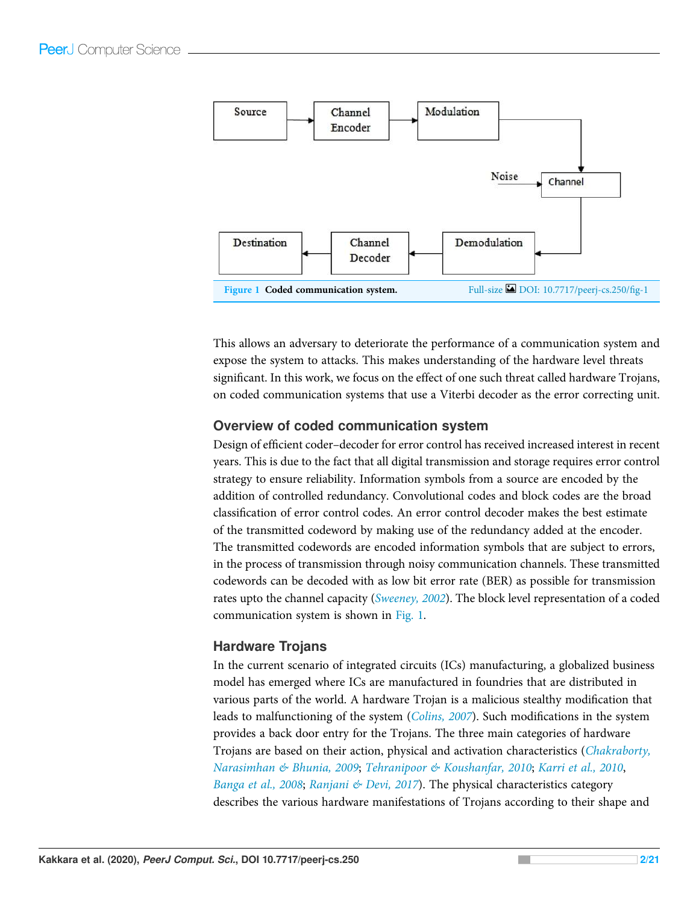Figure 1 Coded communication system. Full-size DOI: 10.7717/peerj-cs.250/fig-1

This allows an adversary to deteriorate the performance of a communication system and expose the system to attacks. This makes understanding of the hardware level threats significant. In this work, we focus on the effect of one such threat called hardware Trojans, on coded communication systems that use a Viterbi decoder as the error correcting unit.

## Overview of coded communication system

Design of efficient coder–decoder for error control has received increased interest in recent years. This is due to the fact that all digital transmission and storage requires error control strategy to ensure reliability. Information symbols from a source are encoded by the addition of controlled redundancy. Convolutional codes and block codes are the broad classification of error control codes. An error control decoder makes the best estimate of the transmitted codeword by making use of the redundancy added at the encoder. The transmitted codewords are encoded information symbols that are subject to errors, in the process of transmission through noisy communication channels. These transmitted codewords can be decoded with as low bit error rate (BER) as possible for transmission rates upto the channel capacity (*Sweeney, 2002*). The block level representation of a coded communication system is shown in Fig. 1.

## Hardware Trojans

In the current scenario of integrated circuits (ICs) manufacturing, a globalized business model has emerged where ICs are manufactured in foundries that are distributed in various parts of the world. A hardware Trojan is a malicious stealthy modification that leads to malfunctioning of the system (*Colins, 2007*). Such modifications in the system provides a back door entry for the Trojans. The three main categories of hardware Trojans are based on their action, physical and activation characteristics (*Chakraborty, Narasimhan & Bhunia, 2009*; *Tehranipoor & Koushanfar, 2010*; *Karri et al., 2010*, *Banga et al., 2008*; *Ranjani & Devi, 2017*). The physical characteristics category describes the various hardware manifestations of Trojans according to their shape and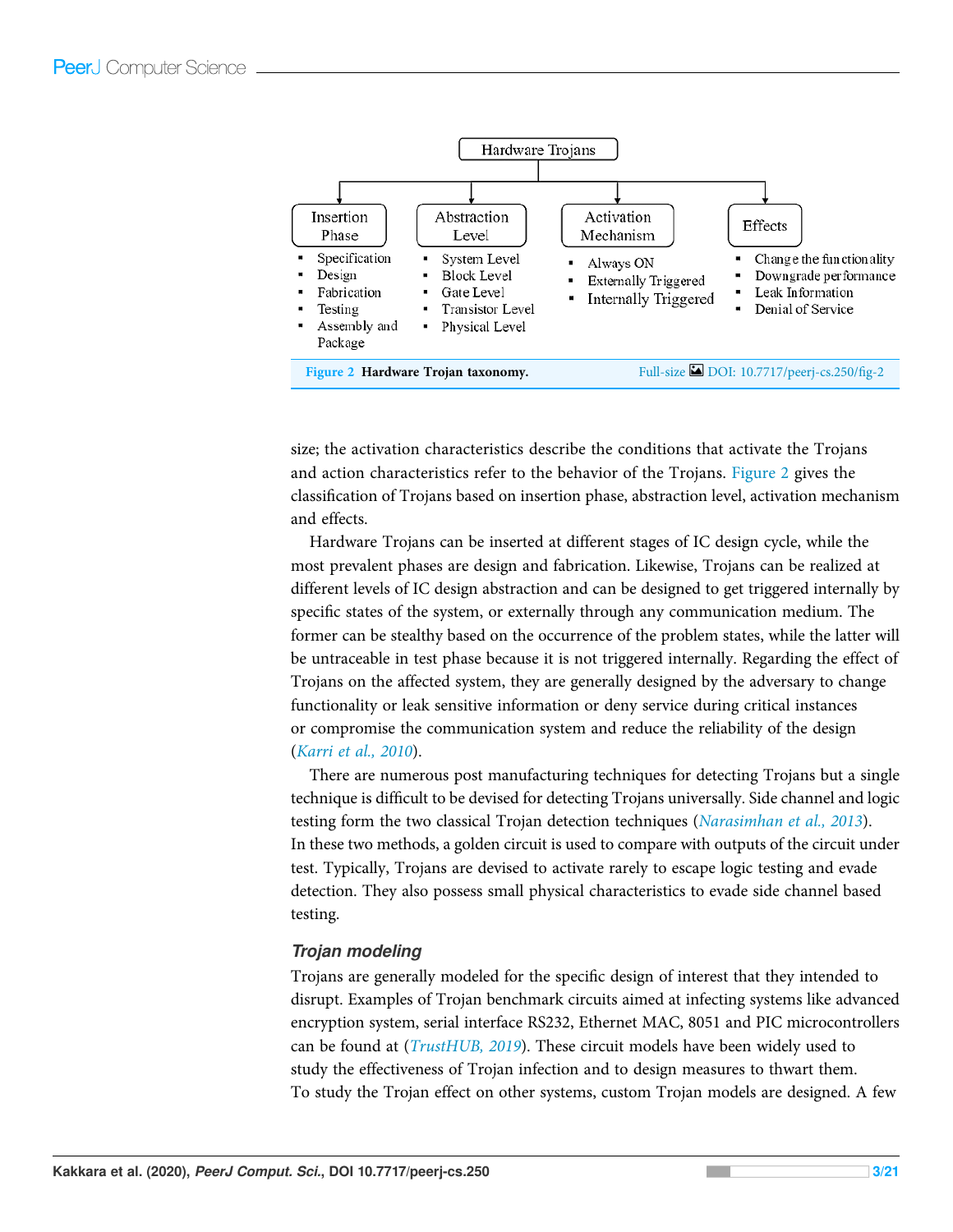Hardware Trojans

- **Insertion Phase**
  - Specification
  - Design
  - Fabrication
  - Testing
  - Assembly and Package
- **Abstraction Level**
  - System Level
  - Block Level
  - Gate Level
  - Transistor Level
  - Physical Level
- **Activation Mechanism**
  - Always ON
  - Externally Triggered
  - Internally Triggered
- **Effects**
  - Change the functionality
  - Downgrade performance
  - Leak Information
  - Denial of Service

**Figure 2 Hardware Trojan taxonomy.** Full-size DOI: 10.7717/peerj-cs.250/fig-2

size; the activation characteristics describe the conditions that activate the Trojans and action characteristics refer to the behavior of the Trojans. Figure 2 gives the classification of Trojans based on insertion phase, abstraction level, activation mechanism and effects.

Hardware Trojans can be inserted at different stages of IC design cycle, while the most prevalent phases are design and fabrication. Likewise, Trojans can be realized at different levels of IC design abstraction and can be designed to get triggered internally by specific states of the system, or externally through any communication medium. The former can be stealthy based on the occurrence of the problem states, while the latter will be untraceable in test phase because it is not triggered internally. Regarding the effect of Trojans on the affected system, they are generally designed by the adversary to change functionality or leak sensitive information or deny service during critical instances or compromise the communication system and reduce the reliability of the design (*Karri et al., 2010*).

There are numerous post manufacturing techniques for detecting Trojans but a single technique is difficult to be devised for detecting Trojans universally. Side channel and logic testing form the two classical Trojan detection techniques (*Narasimhan et al., 2013*). In these two methods, a golden circuit is used to compare with outputs of the circuit under test. Typically, Trojans are devised to activate rarely to escape logic testing and evade detection. They also possess small physical characteristics to evade side channel based testing.

### *Trojan modeling*

Trojans are generally modeled for the specific design of interest that they intended to disrupt. Examples of Trojan benchmark circuits aimed at infecting systems like advanced encryption system, serial interface RS232, Ethernet MAC, 8051 and PIC microcontrollers can be found at (*TrustHUB, 2019*). These circuit models have been widely used to study the effectiveness of Trojan infection and to design measures to thwart them. To study the Trojan effect on other systems, custom Trojan models are designed. A few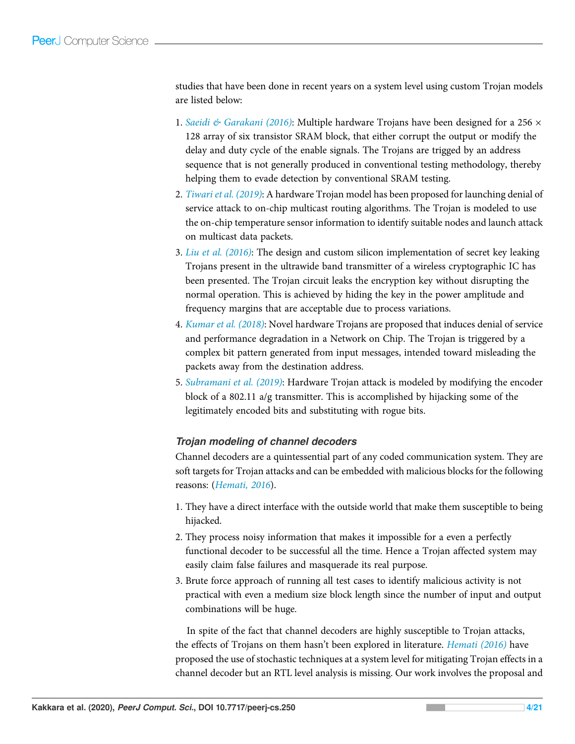studies that have been done in recent years on a system level using custom Trojan models are listed below:

1. *Saeidi & Garakani (2016)*: Multiple hardware Trojans have been designed for a 256 × 128 array of six transistor SRAM block, that either corrupt the output or modify the delay and duty cycle of the enable signals. The Trojans are trigged by an address sequence that is not generally produced in conventional testing methodology, thereby helping them to evade detection by conventional SRAM testing.
2. *Tiwari et al. (2019)*: A hardware Trojan model has been proposed for launching denial of service attack to on-chip multicast routing algorithms. The Trojan is modeled to use the on-chip temperature sensor information to identify suitable nodes and launch attack on multicast data packets.
3. *Liu et al. (2016)*: The design and custom silicon implementation of secret key leaking Trojans present in the ultrawide band transmitter of a wireless cryptographic IC has been presented. The Trojan circuit leaks the encryption key without disrupting the normal operation. This is achieved by hiding the key in the power amplitude and frequency margins that are acceptable due to process variations.
4. *Kumar et al. (2018)*: Novel hardware Trojans are proposed that induces denial of service and performance degradation in a Network on Chip. The Trojan is triggered by a complex bit pattern generated from input messages, intended toward misleading the packets away from the destination address.
5. *Subramani et al. (2019)*: Hardware Trojan attack is modeled by modifying the encoder block of a 802.11 a/g transmitter. This is accomplished by hijacking some of the legitimately encoded bits and substituting with rogue bits.

### Trojan modeling of channel decoders

Channel decoders are a quintessential part of any coded communication system. They are soft targets for Trojan attacks and can be embedded with malicious blocks for the following reasons: (*Hemati, 2016*).

1. They have a direct interface with the outside world that make them susceptible to being hijacked.
2. They process noisy information that makes it impossible for a even a perfectly functional decoder to be successful all the time. Hence a Trojan affected system may easily claim false failures and masquerade its real purpose.
3. Brute force approach of running all test cases to identify malicious activity is not practical with even a medium size block length since the number of input and output combinations will be huge.

In spite of the fact that channel decoders are highly susceptible to Trojan attacks, the effects of Trojans on them hasn't been explored in literature. *Hemati (2016)* have proposed the use of stochastic techniques at a system level for mitigating Trojan effects in a channel decoder but an RTL level analysis is missing. Our work involves the proposal and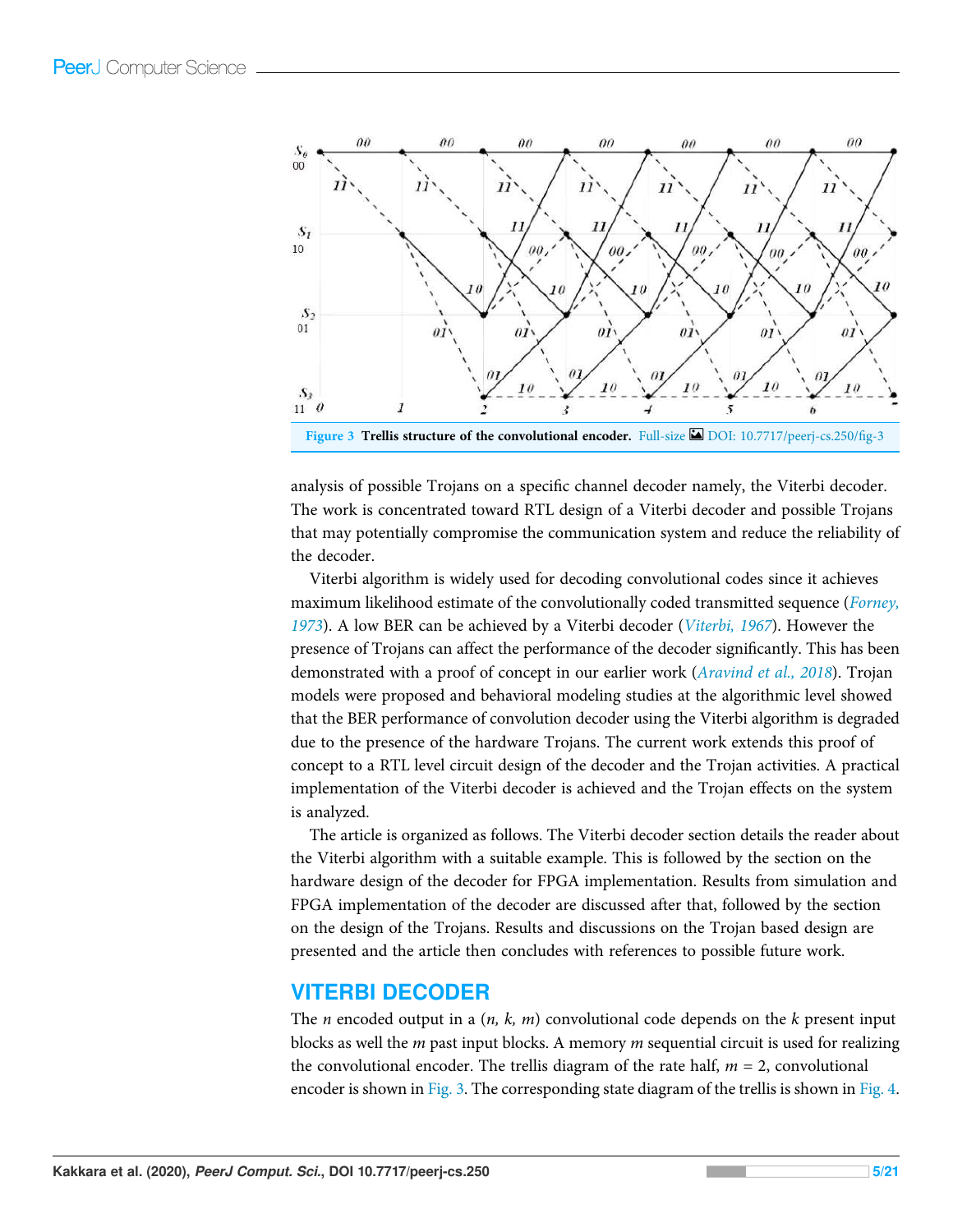Figure 3 **Trellis structure of the convolutional encoder.** Full-size DOI: 10.7717/peerj-cs.250/fig-3

analysis of possible Trojans on a specific channel decoder namely, the Viterbi decoder. The work is concentrated toward RTL design of a Viterbi decoder and possible Trojans that may potentially compromise the communication system and reduce the reliability of the decoder.

Viterbi algorithm is widely used for decoding convolutional codes since it achieves maximum likelihood estimate of the convolutionally coded transmitted sequence (*Forney, 1973*). A low BER can be achieved by a Viterbi decoder (*Viterbi, 1967*). However the presence of Trojans can affect the performance of the decoder significantly. This has been demonstrated with a proof of concept in our earlier work (*Aravind et al., 2018*). Trojan models were proposed and behavioral modeling studies at the algorithmic level showed that the BER performance of convolution decoder using the Viterbi algorithm is degraded due to the presence of the hardware Trojans. The current work extends this proof of concept to a RTL level circuit design of the decoder and the Trojan activities. A practical implementation of the Viterbi decoder is achieved and the Trojan effects on the system is analyzed.

The article is organized as follows. The Viterbi decoder section details the reader about the Viterbi algorithm with a suitable example. This is followed by the section on the hardware design of the decoder for FPGA implementation. Results from simulation and FPGA implementation of the decoder are discussed after that, followed by the section on the design of the Trojans. Results and discussions on the Trojan based design are presented and the article then concludes with references to possible future work.

## VITERBI DECODER

The $n$ encoded output in a $(n, k, m)$ convolutional code depends on the $k$ present input blocks as well the $m$ past input blocks. A memory $m$ sequential circuit is used for realizing the convolutional encoder. The trellis diagram of the rate half, $m = 2$, convolutional encoder is shown in Fig. 3. The corresponding state diagram of the trellis is shown in Fig. 4.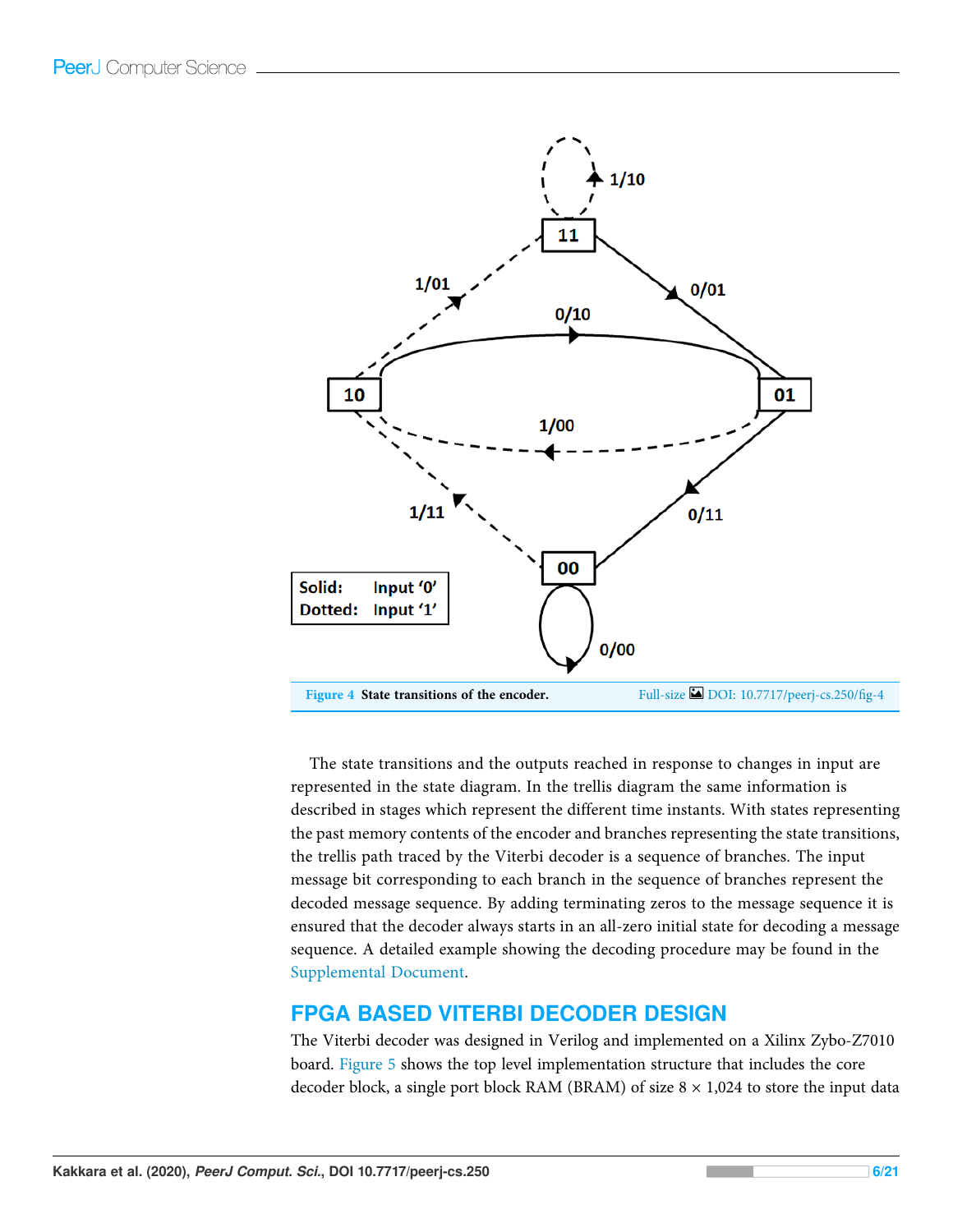Figure 4 State transitions of the encoder.

The state transitions and the outputs reached in response to changes in input are represented in the state diagram. In the trellis diagram the same information is described in stages which represent the different time instants. With states representing the past memory contents of the encoder and branches representing the state transitions, the trellis path traced by the Viterbi decoder is a sequence of branches. The input message bit corresponding to each branch in the sequence of branches represent the decoded message sequence. By adding terminating zeros to the message sequence it is ensured that the decoder always starts in an all-zero initial state for decoding a message sequence. A detailed example showing the decoding procedure may be found in the Supplemental Document.

## FPGA BASED VITERBI DECODER DESIGN

The Viterbi decoder was designed in Verilog and implemented on a Xilinx Zybo-Z7010 board. Figure 5 shows the top level implementation structure that includes the core decoder block, a single port block RAM (BRAM) of size 8 × 1,024 to store the input data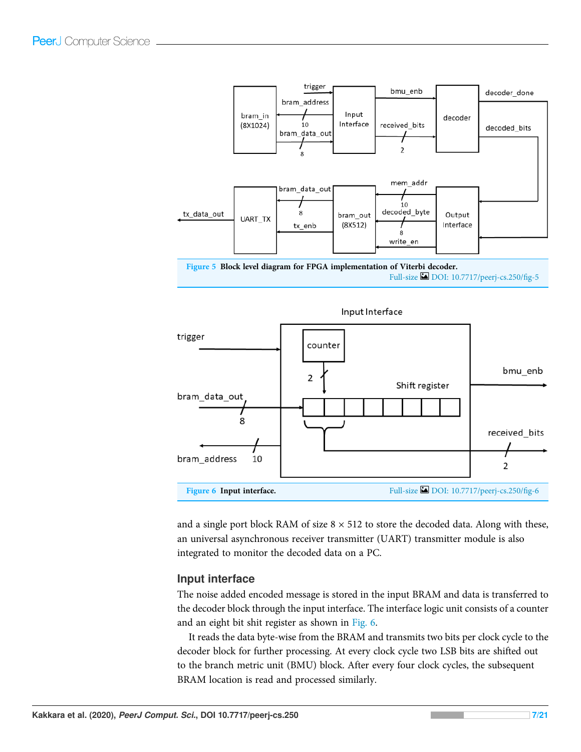Figure 5 Block level diagram for FPGA implementation of Viterbi decoder.

Full-size DOI: 10.7717/peerj-cs.250/fig-5

Figure 6 Input interface.

Full-size DOI: 10.7717/peerj-cs.250/fig-6

and a single port block RAM of size 8 × 512 to store the decoded data. Along with these, an universal asynchronous receiver transmitter (UART) transmitter module is also integrated to monitor the decoded data on a PC.

## Input interface

The noise added encoded message is stored in the input BRAM and data is transferred to the decoder block through the input interface. The interface logic unit consists of a counter and an eight bit shit register as shown in Fig. 6.

It reads the data byte-wise from the BRAM and transmits two bits per clock cycle to the decoder block for further processing. At every clock cycle two LSB bits are shifted out to the branch metric unit (BMU) block. After every four clock cycles, the subsequent BRAM location is read and processed similarly.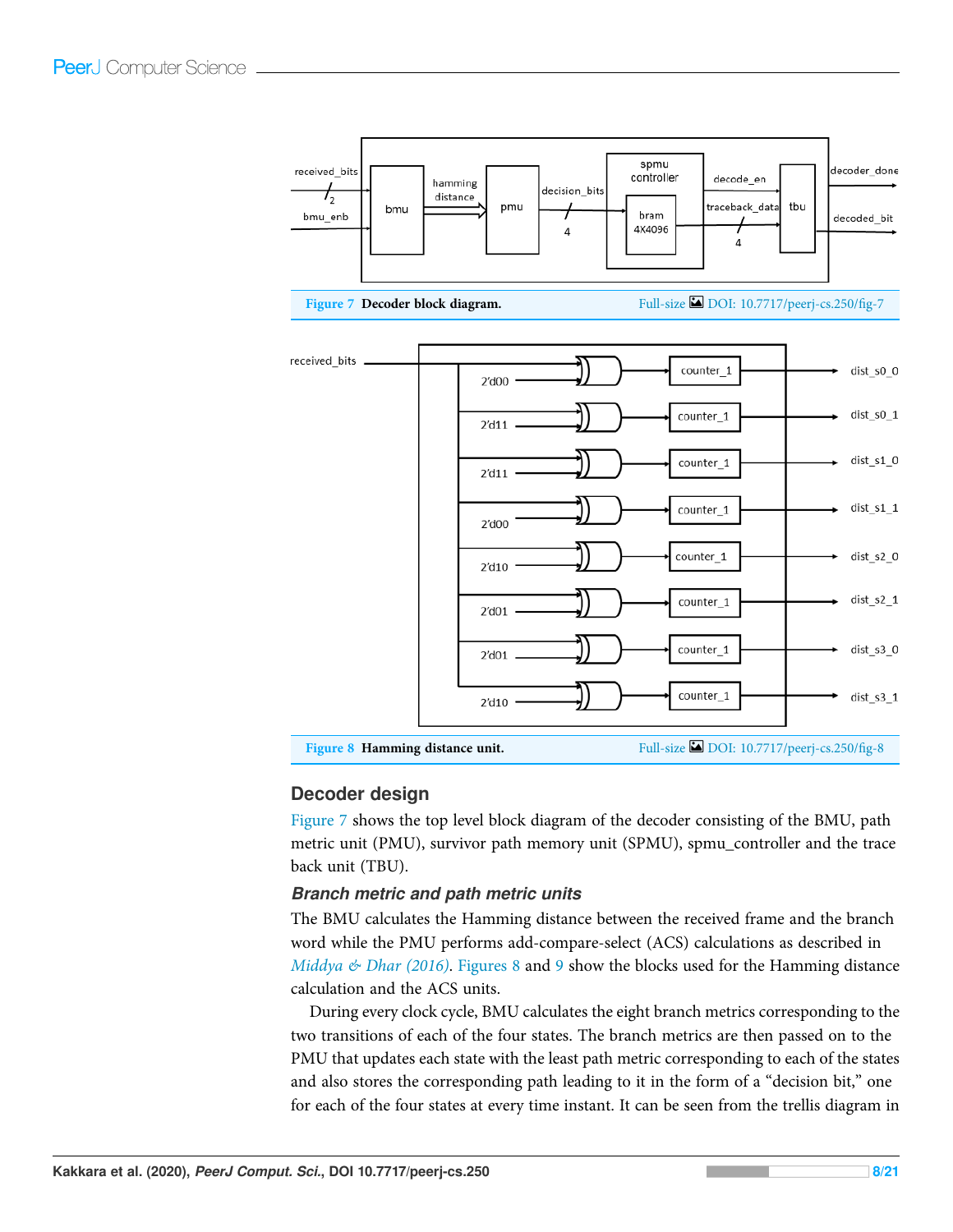Figure 7 Decoder block diagram. Full-size DOI: 10.7717/peerj-cs.250/fig-7

Figure 8 Hamming distance unit. Full-size DOI: 10.7717/peerj-cs.250/fig-8

## Decoder design

Figure 7 shows the top level block diagram of the decoder consisting of the BMU, path metric unit (PMU), survivor path memory unit (SPMU), spmu_controller and the trace back unit (TBU).

### *Branch metric and path metric units*

The BMU calculates the Hamming distance between the received frame and the branch word while the PMU performs add-compare-select (ACS) calculations as described in *Middya & Dhar (2016)*. Figures 8 and 9 show the blocks used for the Hamming distance calculation and the ACS units.

During every clock cycle, BMU calculates the eight branch metrics corresponding to the two transitions of each of the four states. The branch metrics are then passed on to the PMU that updates each state with the least path metric corresponding to each of the states and also stores the corresponding path leading to it in the form of a "decision bit," one for each of the four states at every time instant. It can be seen from the trellis diagram in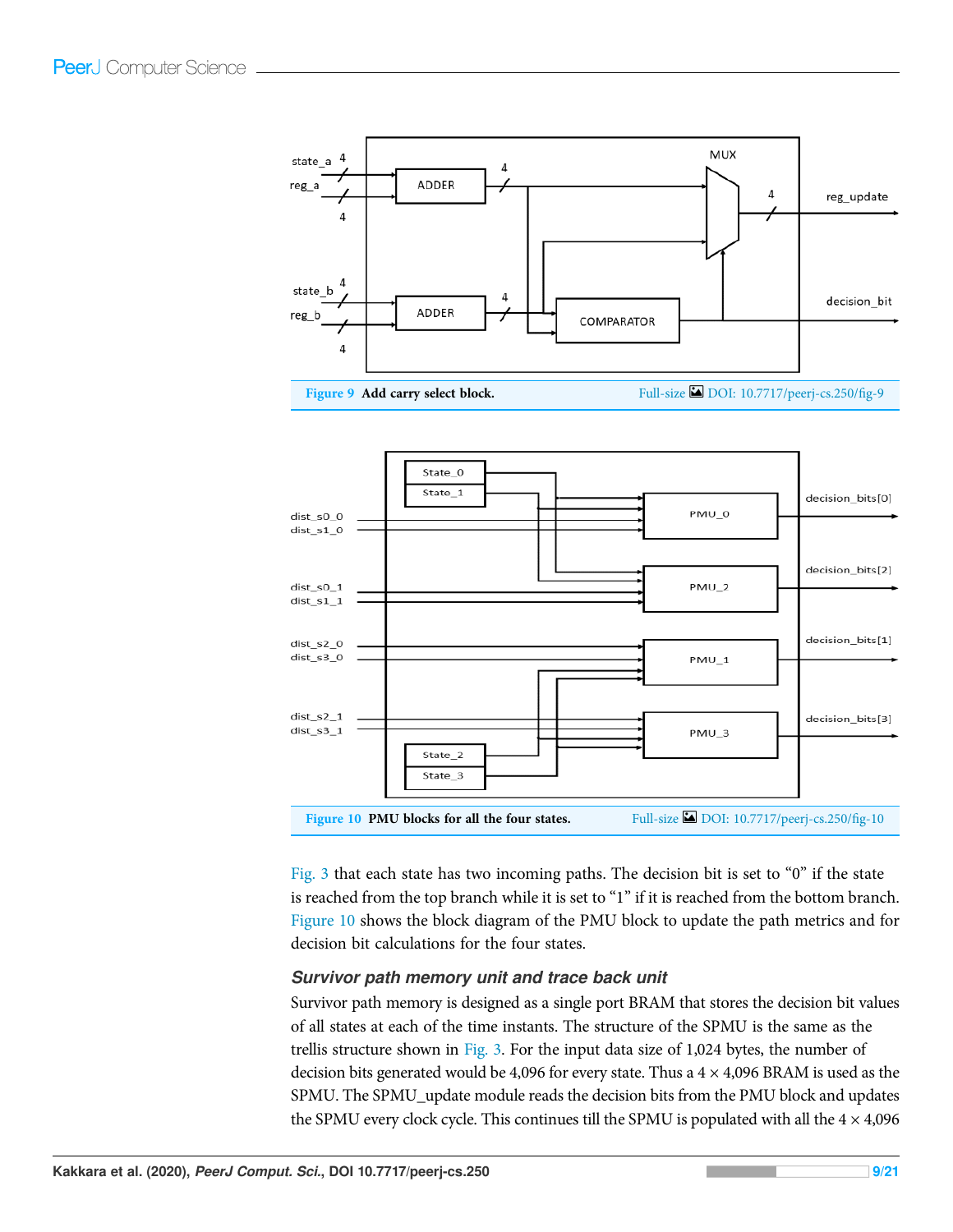Figure 9 Add carry select block.

Figure 10 PMU blocks for all the four states.

Fig. 3 that each state has two incoming paths. The decision bit is set to "0" if the state is reached from the top branch while it is set to "1" if it is reached from the bottom branch. Figure 10 shows the block diagram of the PMU block to update the path metrics and for decision bit calculations for the four states.

### Survivor path memory unit and trace back unit

Survivor path memory is designed as a single port BRAM that stores the decision bit values of all states at each of the time instants. The structure of the SPMU is the same as the trellis structure shown in Fig. 3. For the input data size of 1,024 bytes, the number of decision bits generated would be 4,096 for every state. Thus a $4 \times 4{,}096$ BRAM is used as the SPMU. The SPMU_update module reads the decision bits from the PMU block and updates the SPMU every clock cycle. This continues till the SPMU is populated with all the $4 \times 4{,}096$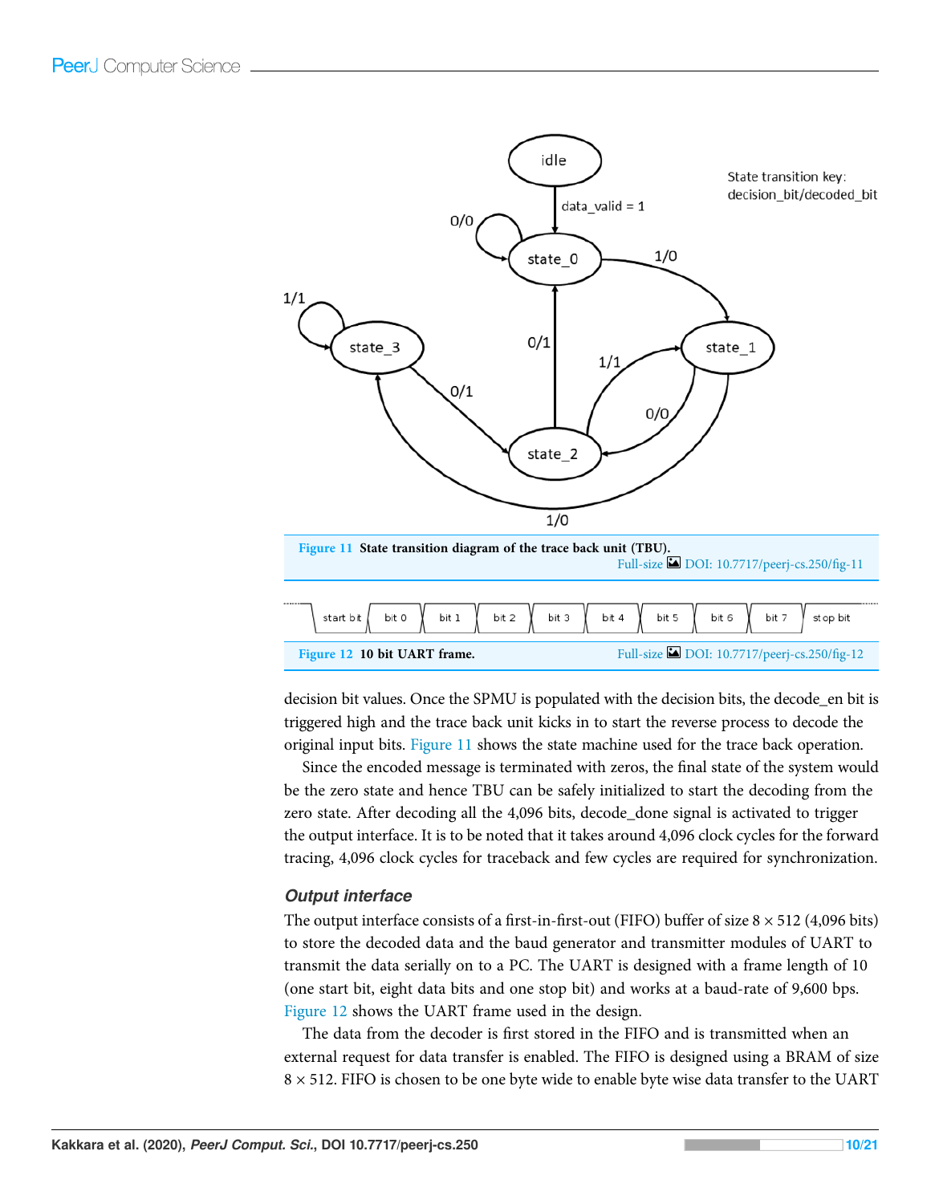Figure 11 State transition diagram of the trace back unit (TBU).

Full-size DOI: 10.7717/peerj-cs.250/fig-11

Figure 12 10 bit UART frame.

Full-size DOI: 10.7717/peerj-cs.250/fig-12

decision bit values. Once the SPMU is populated with the decision bits, the decode_en bit is triggered high and the trace back unit kicks in to start the reverse process to decode the original input bits. Figure 11 shows the state machine used for the trace back operation.

Since the encoded message is terminated with zeros, the final state of the system would be the zero state and hence TBU can be safely initialized to start the decoding from the zero state. After decoding all the 4,096 bits, decode_done signal is activated to trigger the output interface. It is to be noted that it takes around 4,096 clock cycles for the forward tracing, 4,096 clock cycles for traceback and few cycles are required for synchronization.

### *Output interface*

The output interface consists of a first-in-first-out (FIFO) buffer of size $8 \times 512$ (4,096 bits) to store the decoded data and the baud generator and transmitter modules of UART to transmit the data serially on to a PC. The UART is designed with a frame length of 10 (one start bit, eight data bits and one stop bit) and works at a baud-rate of 9,600 bps. Figure 12 shows the UART frame used in the design.

The data from the decoder is first stored in the FIFO and is transmitted when an external request for data transfer is enabled. The FIFO is designed using a BRAM of size $8 \times 512$. FIFO is chosen to be one byte wide to enable byte wise data transfer to the UART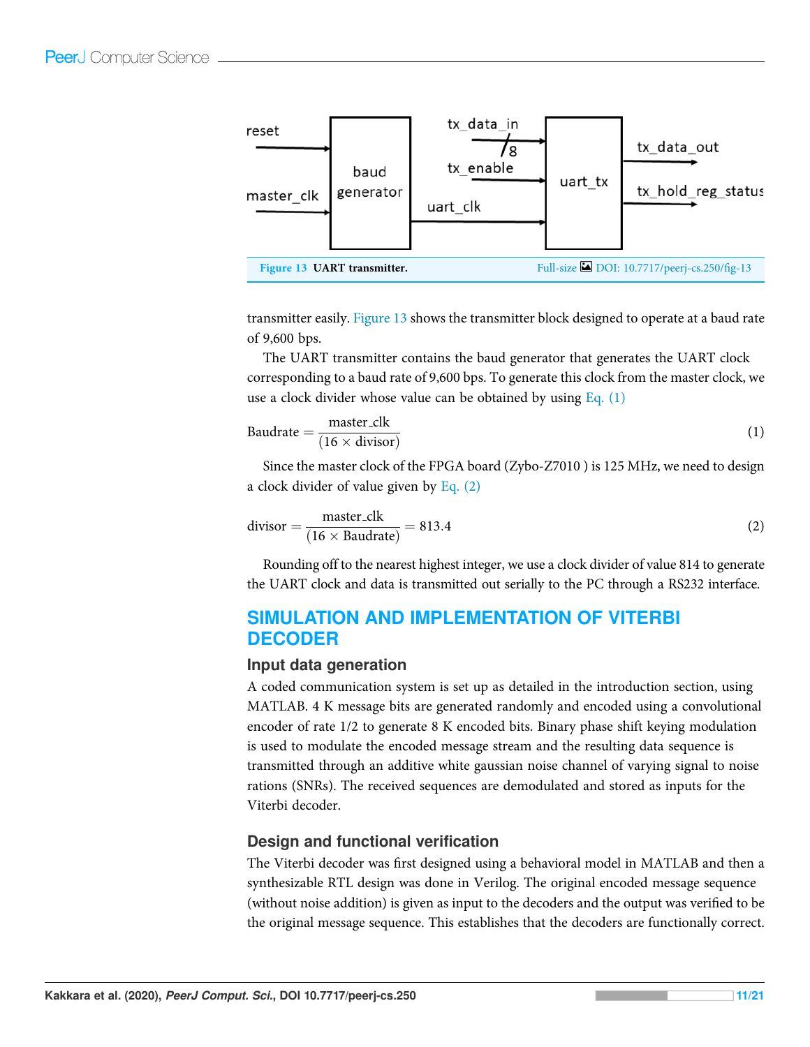Figure 13 UART transmitter.

transmitter easily. Figure 13 shows the transmitter block designed to operate at a baud rate of 9,600 bps.

The UART transmitter contains the baud generator that generates the UART clock corresponding to a baud rate of 9,600 bps. To generate this clock from the master clock, we use a clock divider whose value can be obtained by using Eq. (1)

$$\text{Baudrate} = \frac{\text{master\_clk}}{(16 \times \text{divisor})} \tag{1}$$

Since the master clock of the FPGA board (Zybo-Z7010 ) is 125 MHz, we need to design a clock divider of value given by Eq. (2)

$$\text{divisor} = \frac{\text{master\_clk}}{(16 \times \text{Baudrate})} = 813.4 \tag{2}$$

Rounding off to the nearest highest integer, we use a clock divider of value 814 to generate the UART clock and data is transmitted out serially to the PC through a RS232 interface.

## SIMULATION AND IMPLEMENTATION OF VITERBI DECODER

### Input data generation

A coded communication system is set up as detailed in the introduction section, using MATLAB. 4 K message bits are generated randomly and encoded using a convolutional encoder of rate 1/2 to generate 8 K encoded bits. Binary phase shift keying modulation is used to modulate the encoded message stream and the resulting data sequence is transmitted through an additive white gaussian noise channel of varying signal to noise rations (SNRs). The received sequences are demodulated and stored as inputs for the Viterbi decoder.

### Design and functional verification

The Viterbi decoder was first designed using a behavioral model in MATLAB and then a synthesizable RTL design was done in Verilog. The original encoded message sequence (without noise addition) is given as input to the decoders and the output was verified to be the original message sequence. This establishes that the decoders are functionally correct.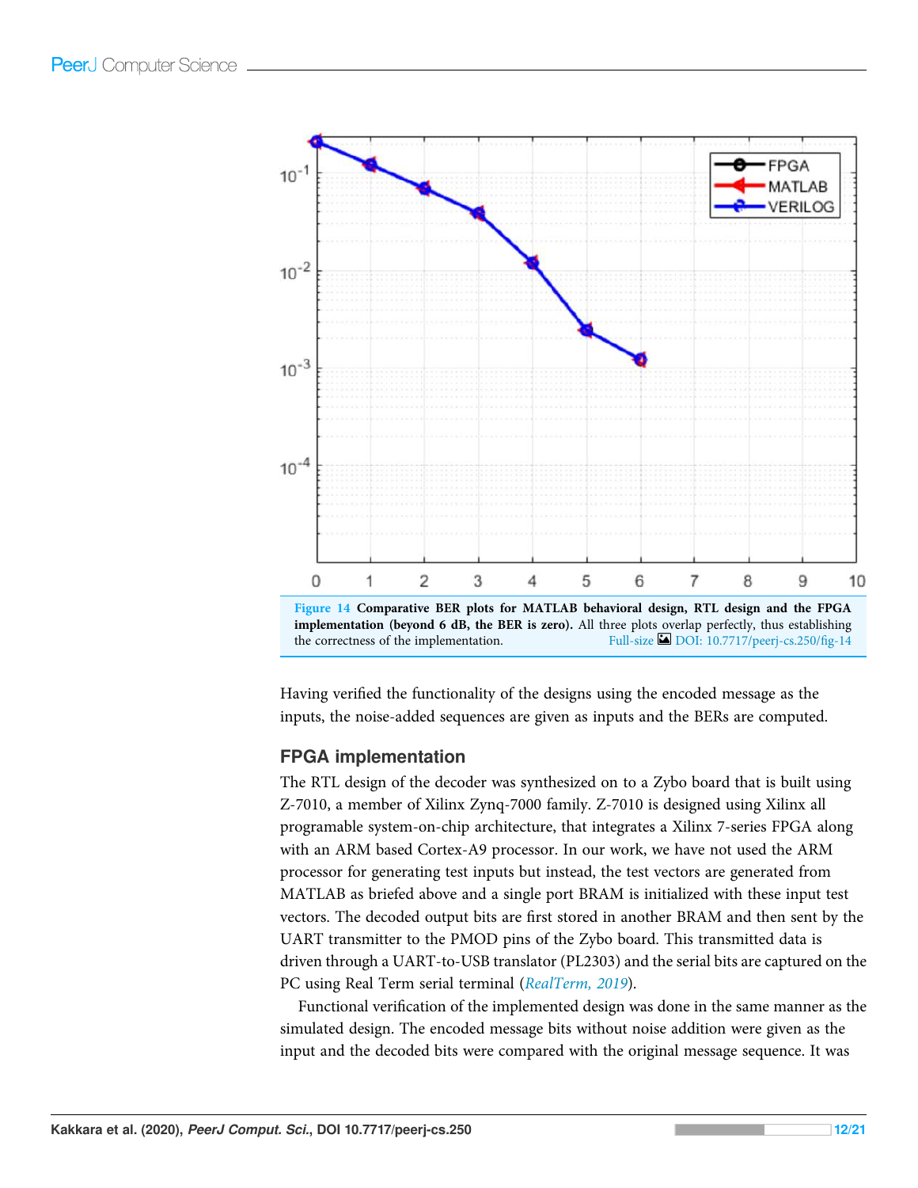Figure 14 Comparative BER plots for MATLAB behavioral design, RTL design and the FPGA implementation (beyond 6 dB, the BER is zero). All three plots overlap perfectly, thus establishing the correctness of the implementation. Full-size DOI: 10.7717/peerj-cs.250/fig-14

Having verified the functionality of the designs using the encoded message as the inputs, the noise-added sequences are given as inputs and the BERs are computed.

## FPGA implementation

The RTL design of the decoder was synthesized on to a Zybo board that is built using Z-7010, a member of Xilinx Zynq-7000 family. Z-7010 is designed using Xilinx all programable system-on-chip architecture, that integrates a Xilinx 7-series FPGA along with an ARM based Cortex-A9 processor. In our work, we have not used the ARM processor for generating test inputs but instead, the test vectors are generated from MATLAB as briefed above and a single port BRAM is initialized with these input test vectors. The decoded output bits are first stored in another BRAM and then sent by the UART transmitter to the PMOD pins of the Zybo board. This transmitted data is driven through a UART-to-USB translator (PL2303) and the serial bits are captured on the PC using Real Term serial terminal (*RealTerm, 2019*).

Functional verification of the implemented design was done in the same manner as the simulated design. The encoded message bits without noise addition were given as the input and the decoded bits were compared with the original message sequence. It was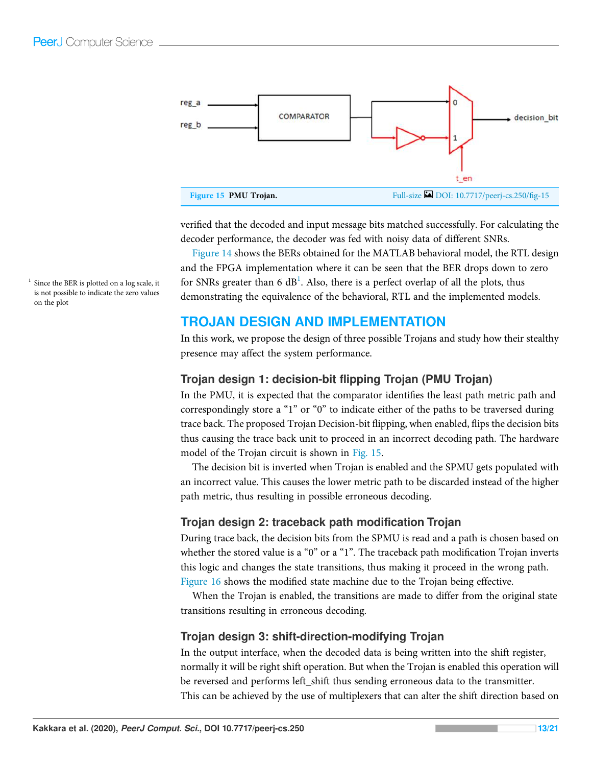Figure 15 PMU Trojan. Full-size DOI: 10.7717/peerj-cs.250/fig-15

verified that the decoded and input message bits matched successfully. For calculating the decoder performance, the decoder was fed with noisy data of different SNRs.

Figure 14 shows the BERs obtained for the MATLAB behavioral model, the RTL design and the FPGA implementation where it can be seen that the BER drops down to zero for SNRs greater than 6 dB[1]. Also, there is a perfect overlap of all the plots, thus demonstrating the equivalence of the behavioral, RTL and the implemented models.

[1] Since the BER is plotted on a log scale, it is not possible to indicate the zero values on the plot

## TROJAN DESIGN AND IMPLEMENTATION

In this work, we propose the design of three possible Trojans and study how their stealthy presence may affect the system performance.

### Trojan design 1: decision-bit flipping Trojan (PMU Trojan)

In the PMU, it is expected that the comparator identifies the least path metric path and correspondingly store a "1" or "0" to indicate either of the paths to be traversed during trace back. The proposed Trojan Decision-bit flipping, when enabled, flips the decision bits thus causing the trace back unit to proceed in an incorrect decoding path. The hardware model of the Trojan circuit is shown in Fig. 15.

The decision bit is inverted when Trojan is enabled and the SPMU gets populated with an incorrect value. This causes the lower metric path to be discarded instead of the higher path metric, thus resulting in possible erroneous decoding.

### Trojan design 2: traceback path modification Trojan

During trace back, the decision bits from the SPMU is read and a path is chosen based on whether the stored value is a "0" or a "1". The traceback path modification Trojan inverts this logic and changes the state transitions, thus making it proceed in the wrong path. Figure 16 shows the modified state machine due to the Trojan being effective.

When the Trojan is enabled, the transitions are made to differ from the original state transitions resulting in erroneous decoding.

### Trojan design 3: shift-direction-modifying Trojan

In the output interface, when the decoded data is being written into the shift register, normally it will be right shift operation. But when the Trojan is enabled this operation will be reversed and performs left_shift thus sending erroneous data to the transmitter.

This can be achieved by the use of multiplexers that can alter the shift direction based on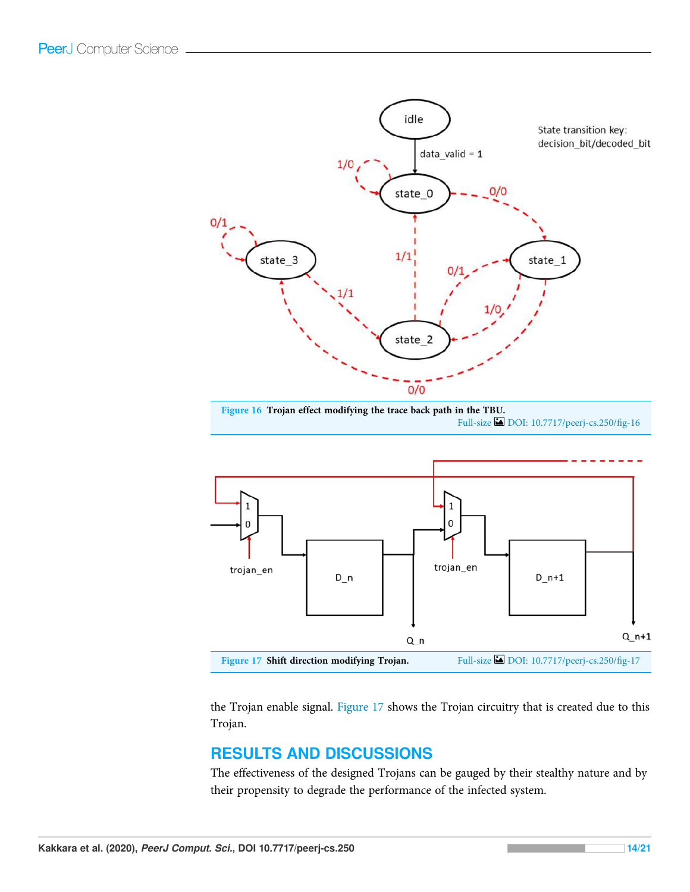Figure 16 Trojan effect modifying the trace back path in the TBU.

Full-size DOI: 10.7717/peerj-cs.250/fig-16

Figure 17 Shift direction modifying Trojan.

Full-size DOI: 10.7717/peerj-cs.250/fig-17

the Trojan enable signal. Figure 17 shows the Trojan circuitry that is created due to this Trojan.

## RESULTS AND DISCUSSIONS

The effectiveness of the designed Trojans can be gauged by their stealthy nature and by their propensity to degrade the performance of the infected system.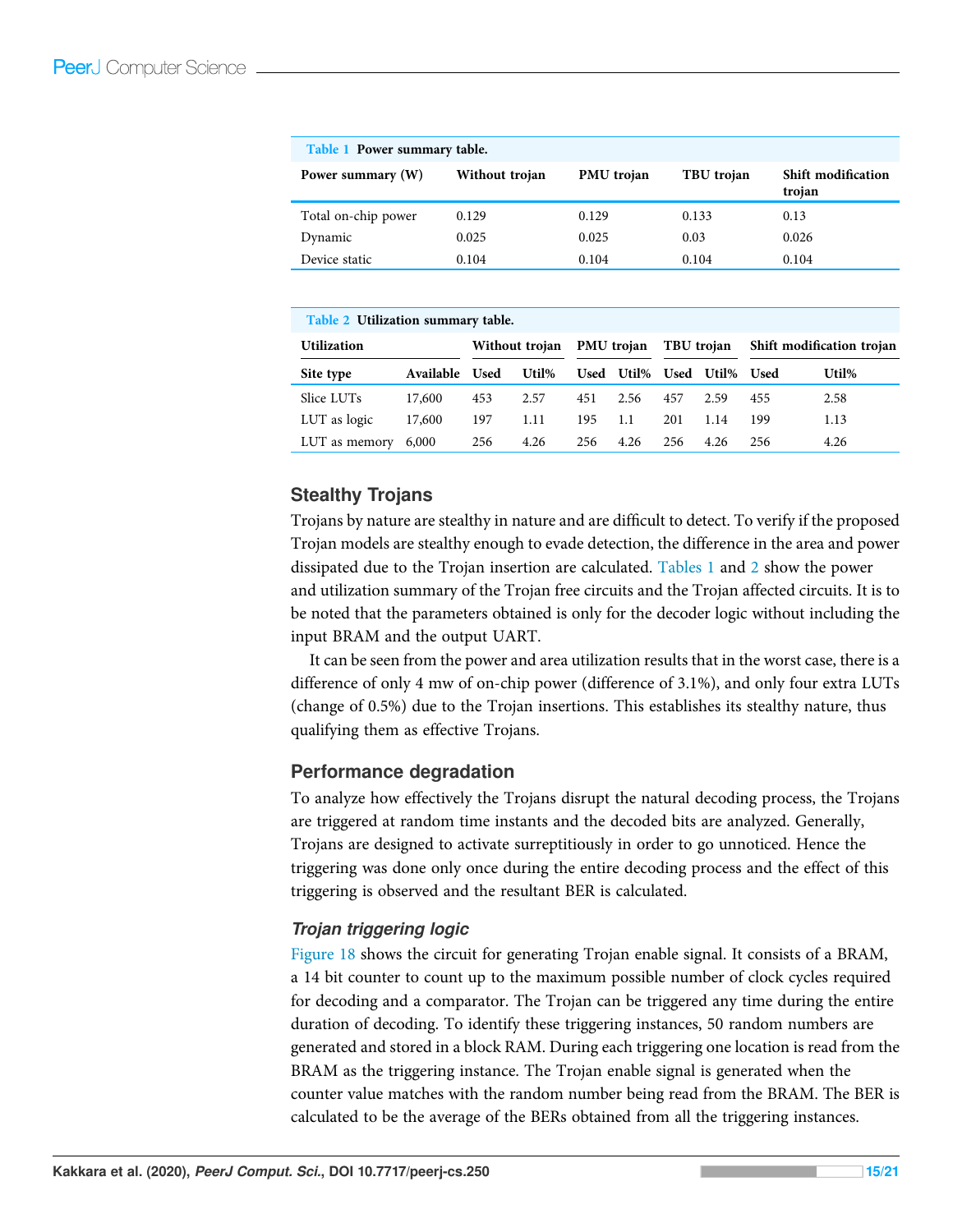**Table 1** Power summary table.

| Power summary (W) | Without trojan | PMU trojan | TBU trojan | Shift modification trojan |
|---|---|---|---|---|
| Total on-chip power | 0.129 | 0.129 | 0.133 | 0.13 |
| Dynamic | 0.025 | 0.025 | 0.03 | 0.026 |
| Device static | 0.104 | 0.104 | 0.104 | 0.104 |

**Table 2** Utilization summary table.

| Utilization | | Without trojan | | PMU trojan | | TBU trojan | | Shift modification trojan | |
|---|---|---|---|---|---|---|---|---|---|
| Site type | Available | Used | Util% | Used | Util% | Used | Util% | Used | Util% |
| Slice LUTs | 17,600 | 453 | 2.57 | 451 | 2.56 | 457 | 2.59 | 455 | 2.58 |
| LUT as logic | 17,600 | 197 | 1.11 | 195 | 1.1 | 201 | 1.14 | 199 | 1.13 |
| LUT as memory | 6,000 | 256 | 4.26 | 256 | 4.26 | 256 | 4.26 | 256 | 4.26 |

## Stealthy Trojans

Trojans by nature are stealthy in nature and are difficult to detect. To verify if the proposed Trojan models are stealthy enough to evade detection, the difference in the area and power dissipated due to the Trojan insertion are calculated. Tables 1 and 2 show the power and utilization summary of the Trojan free circuits and the Trojan affected circuits. It is to be noted that the parameters obtained is only for the decoder logic without including the input BRAM and the output UART.

It can be seen from the power and area utilization results that in the worst case, there is a difference of only 4 mw of on-chip power (difference of 3.1%), and only four extra LUTs (change of 0.5%) due to the Trojan insertions. This establishes its stealthy nature, thus qualifying them as effective Trojans.

## Performance degradation

To analyze how effectively the Trojans disrupt the natural decoding process, the Trojans are triggered at random time instants and the decoded bits are analyzed. Generally, Trojans are designed to activate surreptitiously in order to go unnoticed. Hence the triggering was done only once during the entire decoding process and the effect of this triggering is observed and the resultant BER is calculated.

### *Trojan triggering logic*

Figure 18 shows the circuit for generating Trojan enable signal. It consists of a BRAM, a 14 bit counter to count up to the maximum possible number of clock cycles required for decoding and a comparator. The Trojan can be triggered any time during the entire duration of decoding. To identify these triggering instances, 50 random numbers are generated and stored in a block RAM. During each triggering one location is read from the BRAM as the triggering instance. The Trojan enable signal is generated when the counter value matches with the random number being read from the BRAM. The BER is calculated to be the average of the BERs obtained from all the triggering instances.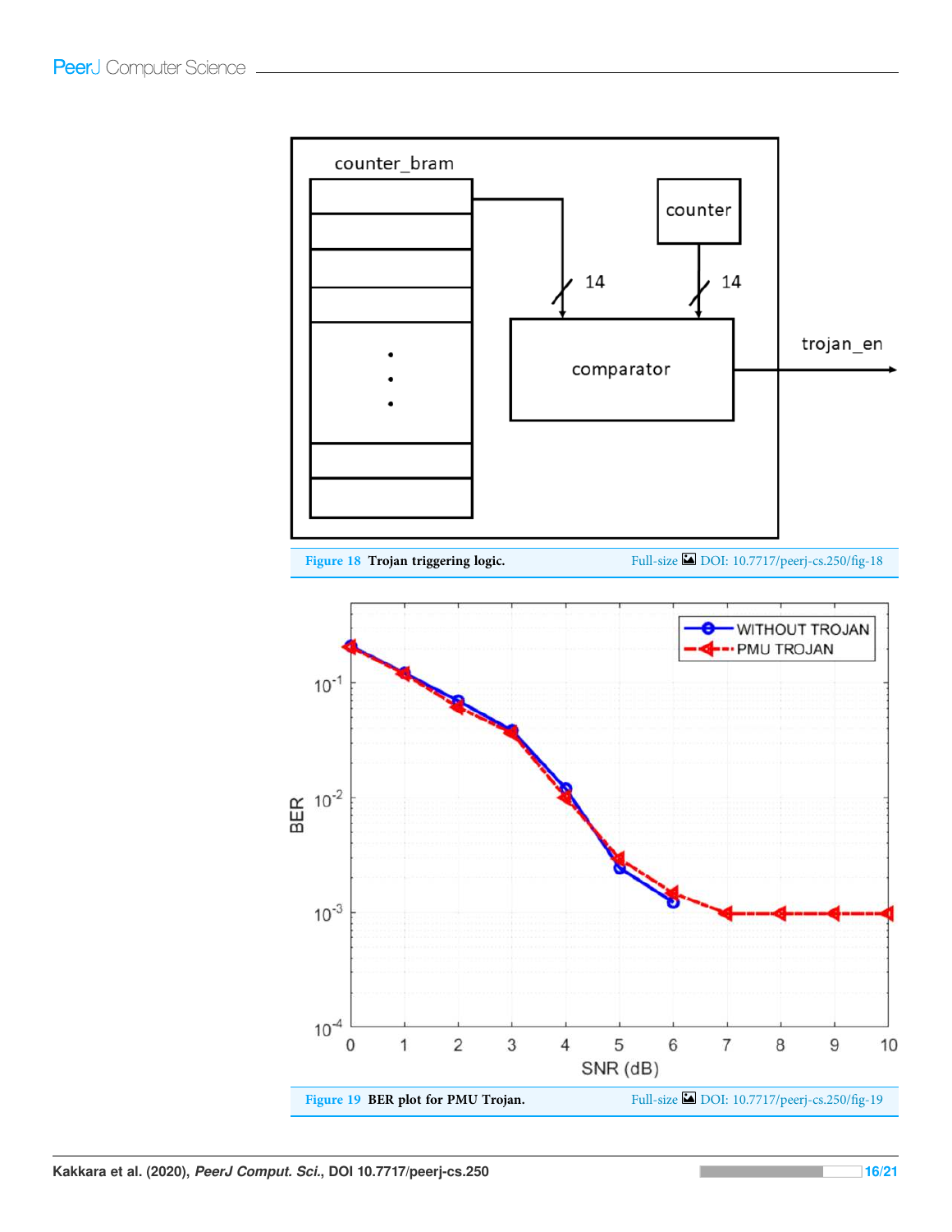Figure 18 Trojan triggering logic.

Full-size DOI: 10.7717/peerj-cs.250/fig-18

Figure 19 BER plot for PMU Trojan.

Full-size DOI: 10.7717/peerj-cs.250/fig-19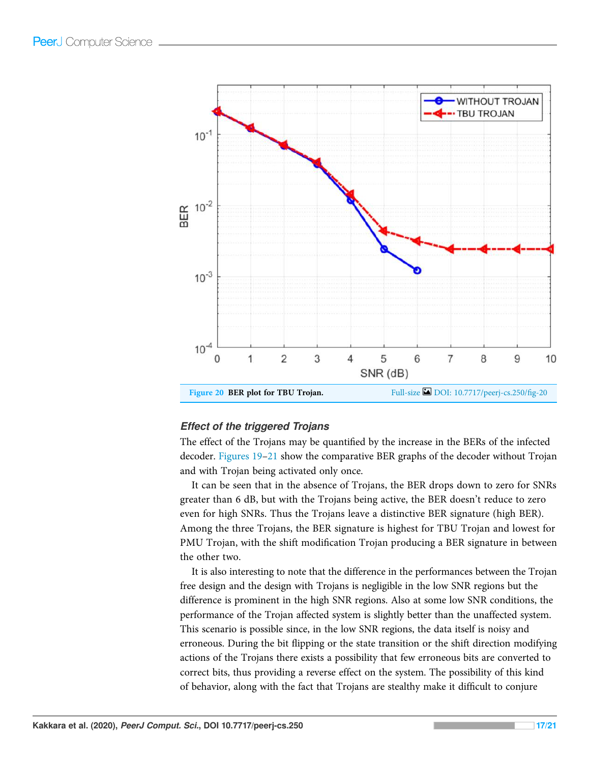Figure 20 BER plot for TBU Trojan. Full-size DOI: 10.7717/peerj-cs.250/fig-20

### Effect of the triggered Trojans

The effect of the Trojans may be quantified by the increase in the BERs of the infected decoder. Figures 19–21 show the comparative BER graphs of the decoder without Trojan and with Trojan being activated only once.

It can be seen that in the absence of Trojans, the BER drops down to zero for SNRs greater than 6 dB, but with the Trojans being active, the BER doesn't reduce to zero even for high SNRs. Thus the Trojans leave a distinctive BER signature (high BER). Among the three Trojans, the BER signature is highest for TBU Trojan and lowest for PMU Trojan, with the shift modification Trojan producing a BER signature in between the other two.

It is also interesting to note that the difference in the performances between the Trojan free design and the design with Trojans is negligible in the low SNR regions but the difference is prominent in the high SNR regions. Also at some low SNR conditions, the performance of the Trojan affected system is slightly better than the unaffected system. This scenario is possible since, in the low SNR regions, the data itself is noisy and erroneous. During the bit flipping or the state transition or the shift direction modifying actions of the Trojans there exists a possibility that few erroneous bits are converted to correct bits, thus providing a reverse effect on the system. The possibility of this kind of behavior, along with the fact that Trojans are stealthy make it difficult to conjure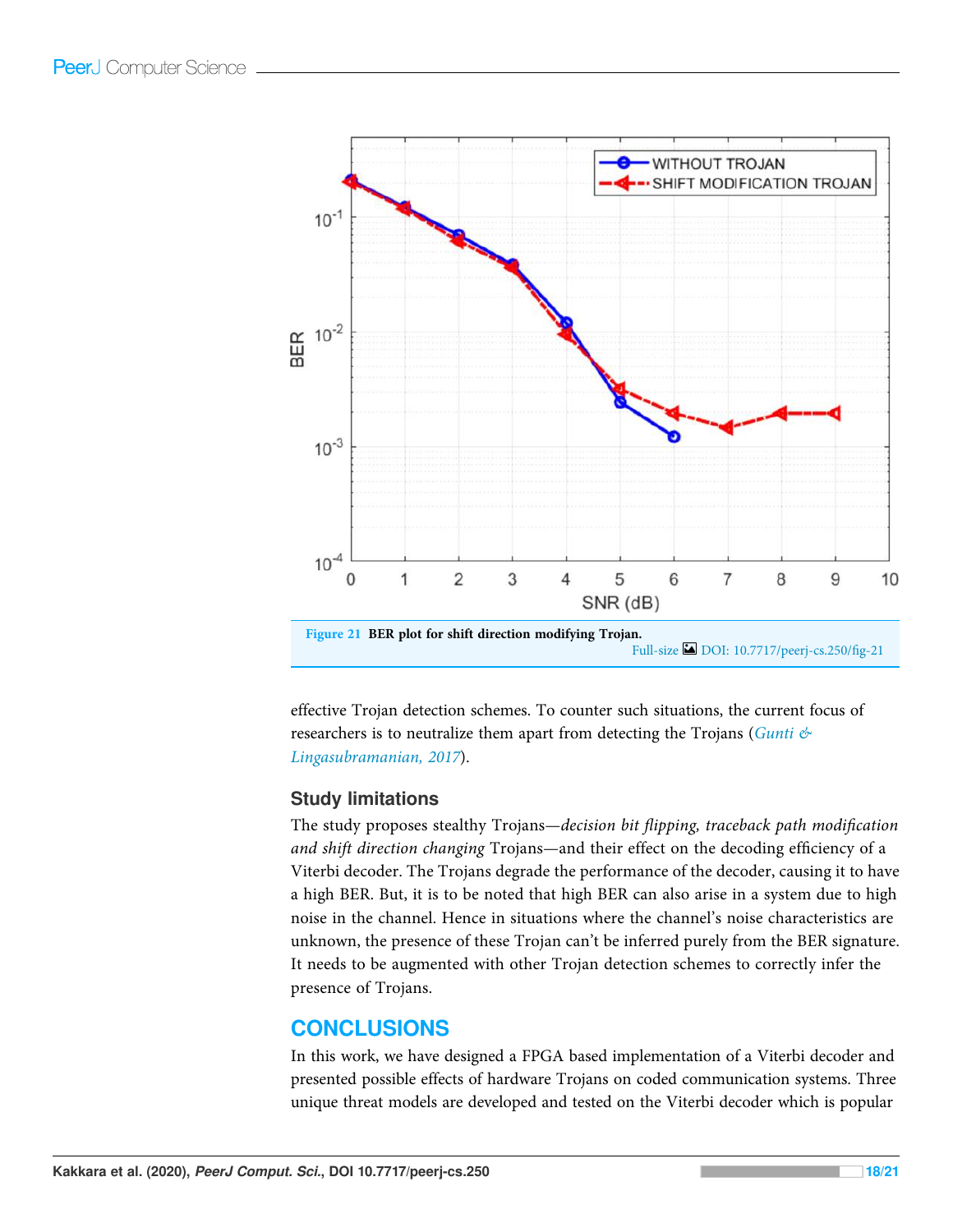Figure 21 BER plot for shift direction modifying Trojan.

Full-size DOI: 10.7717/peerj-cs.250/fig-21

effective Trojan detection schemes. To counter such situations, the current focus of researchers is to neutralize them apart from detecting the Trojans (Gunti & Lingasubramanian, 2017).

### Study limitations

The study proposes stealthy Trojans—*decision bit flipping, traceback path modification and shift direction changing* Trojans—and their effect on the decoding efficiency of a Viterbi decoder. The Trojans degrade the performance of the decoder, causing it to have a high BER. But, it is to be noted that high BER can also arise in a system due to high noise in the channel. Hence in situations where the channel's noise characteristics are unknown, the presence of these Trojan can't be inferred purely from the BER signature. It needs to be augmented with other Trojan detection schemes to correctly infer the presence of Trojans.

## CONCLUSIONS

In this work, we have designed a FPGA based implementation of a Viterbi decoder and presented possible effects of hardware Trojans on coded communication systems. Three unique threat models are developed and tested on the Viterbi decoder which is popular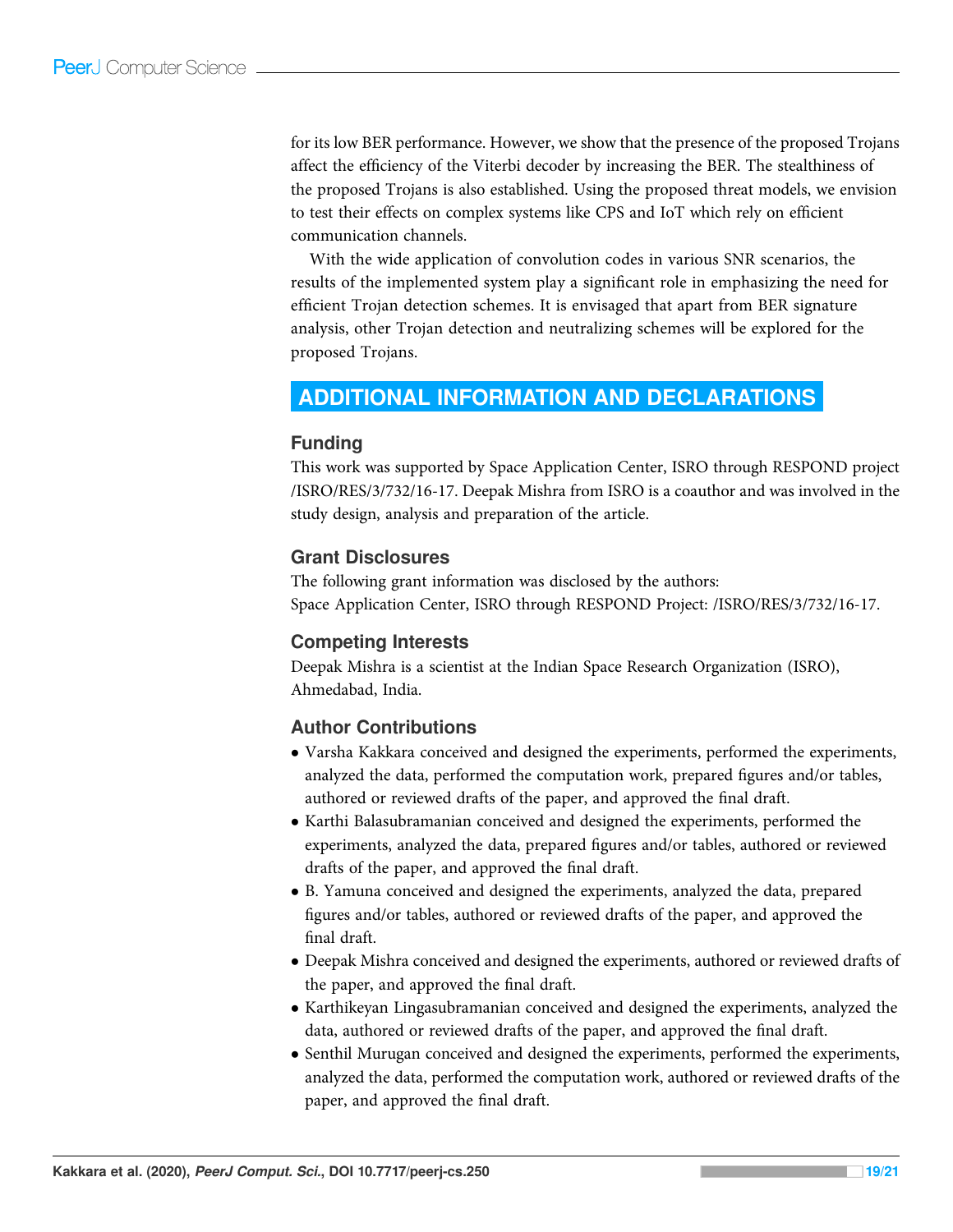for its low BER performance. However, we show that the presence of the proposed Trojans affect the efficiency of the Viterbi decoder by increasing the BER. The stealthiness of the proposed Trojans is also established. Using the proposed threat models, we envision to test their effects on complex systems like CPS and IoT which rely on efficient communication channels.

With the wide application of convolution codes in various SNR scenarios, the results of the implemented system play a significant role in emphasizing the need for efficient Trojan detection schemes. It is envisaged that apart from BER signature analysis, other Trojan detection and neutralizing schemes will be explored for the proposed Trojans.

## ADDITIONAL INFORMATION AND DECLARATIONS

### Funding

This work was supported by Space Application Center, ISRO through RESPOND project /ISRO/RES/3/732/16-17. Deepak Mishra from ISRO is a coauthor and was involved in the study design, analysis and preparation of the article.

### Grant Disclosures

The following grant information was disclosed by the authors:
Space Application Center, ISRO through RESPOND Project: /ISRO/RES/3/732/16-17.

### Competing Interests

Deepak Mishra is a scientist at the Indian Space Research Organization (ISRO), Ahmedabad, India.

### Author Contributions

- Varsha Kakkara conceived and designed the experiments, performed the experiments, analyzed the data, performed the computation work, prepared figures and/or tables, authored or reviewed drafts of the paper, and approved the final draft.
- Karthi Balasubramanian conceived and designed the experiments, performed the experiments, analyzed the data, prepared figures and/or tables, authored or reviewed drafts of the paper, and approved the final draft.
- B. Yamuna conceived and designed the experiments, analyzed the data, prepared figures and/or tables, authored or reviewed drafts of the paper, and approved the final draft.
- Deepak Mishra conceived and designed the experiments, authored or reviewed drafts of the paper, and approved the final draft.
- Karthikeyan Lingasubramanian conceived and designed the experiments, analyzed the data, authored or reviewed drafts of the paper, and approved the final draft.
- Senthil Murugan conceived and designed the experiments, performed the experiments, analyzed the data, performed the computation work, authored or reviewed drafts of the paper, and approved the final draft.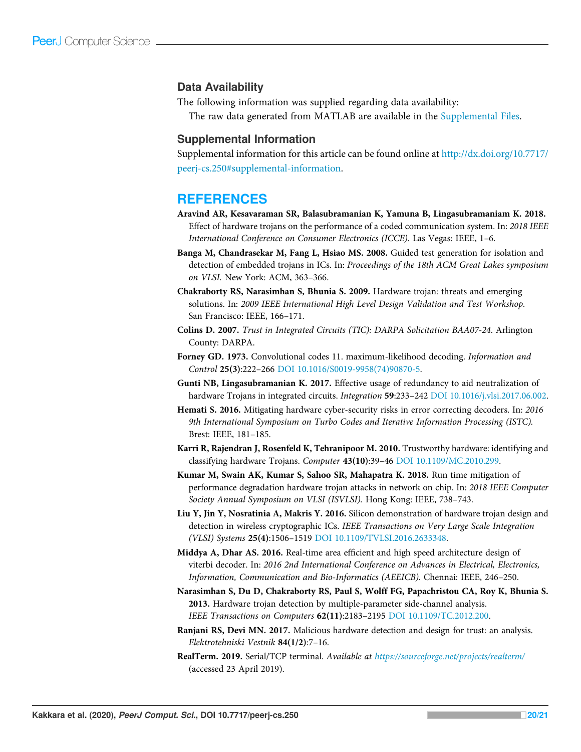## Data Availability

The following information was supplied regarding data availability:

The raw data generated from MATLAB are available in the Supplemental Files.

## Supplemental Information

Supplemental information for this article can be found online at http://dx.doi.org/10.7717/peerj-cs.250#supplemental-information.

# REFERENCES

**Aravind AR, Kesavaraman SR, Balasubramanian K, Yamuna B, Lingasubramaniam K. 2018.** Effect of hardware trojans on the performance of a coded communication system. In: *2018 IEEE International Conference on Consumer Electronics (ICCE).* Las Vegas: IEEE, 1–6.

**Banga M, Chandrasekar M, Fang L, Hsiao MS. 2008.** Guided test generation for isolation and detection of embedded trojans in ICs. In: *Proceedings of the 18th ACM Great Lakes symposium on VLSI.* New York: ACM, 363–366.

**Chakraborty RS, Narasimhan S, Bhunia S. 2009.** Hardware trojan: threats and emerging solutions. In: *2009 IEEE International High Level Design Validation and Test Workshop.* San Francisco: IEEE, 166–171.

**Colins D. 2007.** *Trust in Integrated Circuits (TIC): DARPA Solicitation BAA07-24.* Arlington County: DARPA.

**Forney GD. 1973.** Convolutional codes 11. maximum-likelihood decoding. *Information and Control* **25(3)**:222–266 DOI 10.1016/S0019-9958(74)90870-5.

**Gunti NB, Lingasubramanian K. 2017.** Effective usage of redundancy to aid neutralization of hardware Trojans in integrated circuits. *Integration* **59**:233–242 DOI 10.1016/j.vlsi.2017.06.002.

**Hemati S. 2016.** Mitigating hardware cyber-security risks in error correcting decoders. In: *2016 9th International Symposium on Turbo Codes and Iterative Information Processing (ISTC).* Brest: IEEE, 181–185.

**Karri R, Rajendran J, Rosenfeld K, Tehranipoor M. 2010.** Trustworthy hardware: identifying and classifying hardware Trojans. *Computer* **43(10)**:39–46 DOI 10.1109/MC.2010.299.

**Kumar M, Swain AK, Kumar S, Sahoo SR, Mahapatra K. 2018.** Run time mitigation of performance degradation hardware trojan attacks in network on chip. In: *2018 IEEE Computer Society Annual Symposium on VLSI (ISVLSI).* Hong Kong: IEEE, 738–743.

**Liu Y, Jin Y, Nosratinia A, Makris Y. 2016.** Silicon demonstration of hardware trojan design and detection in wireless cryptographic ICs. *IEEE Transactions on Very Large Scale Integration (VLSI) Systems* **25(4)**:1506–1519 DOI 10.1109/TVLSI.2016.2633348.

**Middya A, Dhar AS. 2016.** Real-time area efficient and high speed architecture design of viterbi decoder. In: *2016 2nd International Conference on Advances in Electrical, Electronics, Information, Communication and Bio-Informatics (AEEICB).* Chennai: IEEE, 246–250.

**Narasimhan S, Du D, Chakraborty RS, Paul S, Wolff FG, Papachristou CA, Roy K, Bhunia S. 2013.** Hardware trojan detection by multiple-parameter side-channel analysis. *IEEE Transactions on Computers* **62(11)**:2183–2195 DOI 10.1109/TC.2012.200.

**Ranjani RS, Devi MN. 2017.** Malicious hardware detection and design for trust: an analysis. *Elektrotehniski Vestnik* **84(1/2)**:7–16.

**RealTerm. 2019.** Serial/TCP terminal. *Available at https://sourceforge.net/projects/realterm/* (accessed 23 April 2019).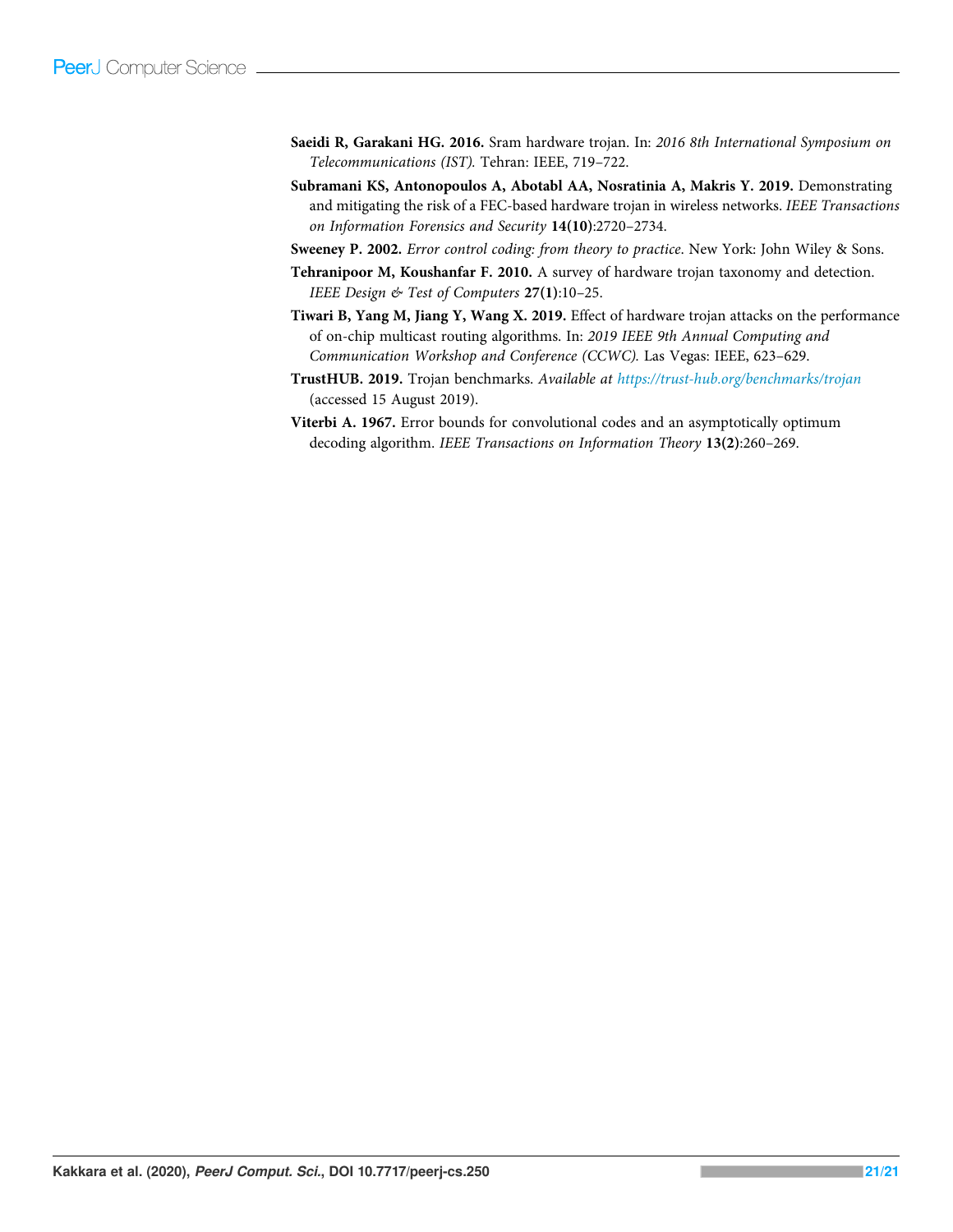**Saeidi R, Garakani HG. 2016.** Sram hardware trojan. In: *2016 8th International Symposium on Telecommunications (IST).* Tehran: IEEE, 719–722.

**Subramani KS, Antonopoulos A, Abotabl AA, Nosratinia A, Makris Y. 2019.** Demonstrating and mitigating the risk of a FEC-based hardware trojan in wireless networks. *IEEE Transactions on Information Forensics and Security* **14(10)**:2720–2734.

**Sweeney P. 2002.** *Error control coding: from theory to practice*. New York: John Wiley & Sons.

**Tehranipoor M, Koushanfar F. 2010.** A survey of hardware trojan taxonomy and detection. *IEEE Design & Test of Computers* **27(1)**:10–25.

**Tiwari B, Yang M, Jiang Y, Wang X. 2019.** Effect of hardware trojan attacks on the performance of on-chip multicast routing algorithms. In: *2019 IEEE 9th Annual Computing and Communication Workshop and Conference (CCWC).* Las Vegas: IEEE, 623–629.

**TrustHUB. 2019.** Trojan benchmarks. *Available at https://trust-hub.org/benchmarks/trojan* (accessed 15 August 2019).

**Viterbi A. 1967.** Error bounds for convolutional codes and an asymptotically optimum decoding algorithm. *IEEE Transactions on Information Theory* **13(2)**:260–269.